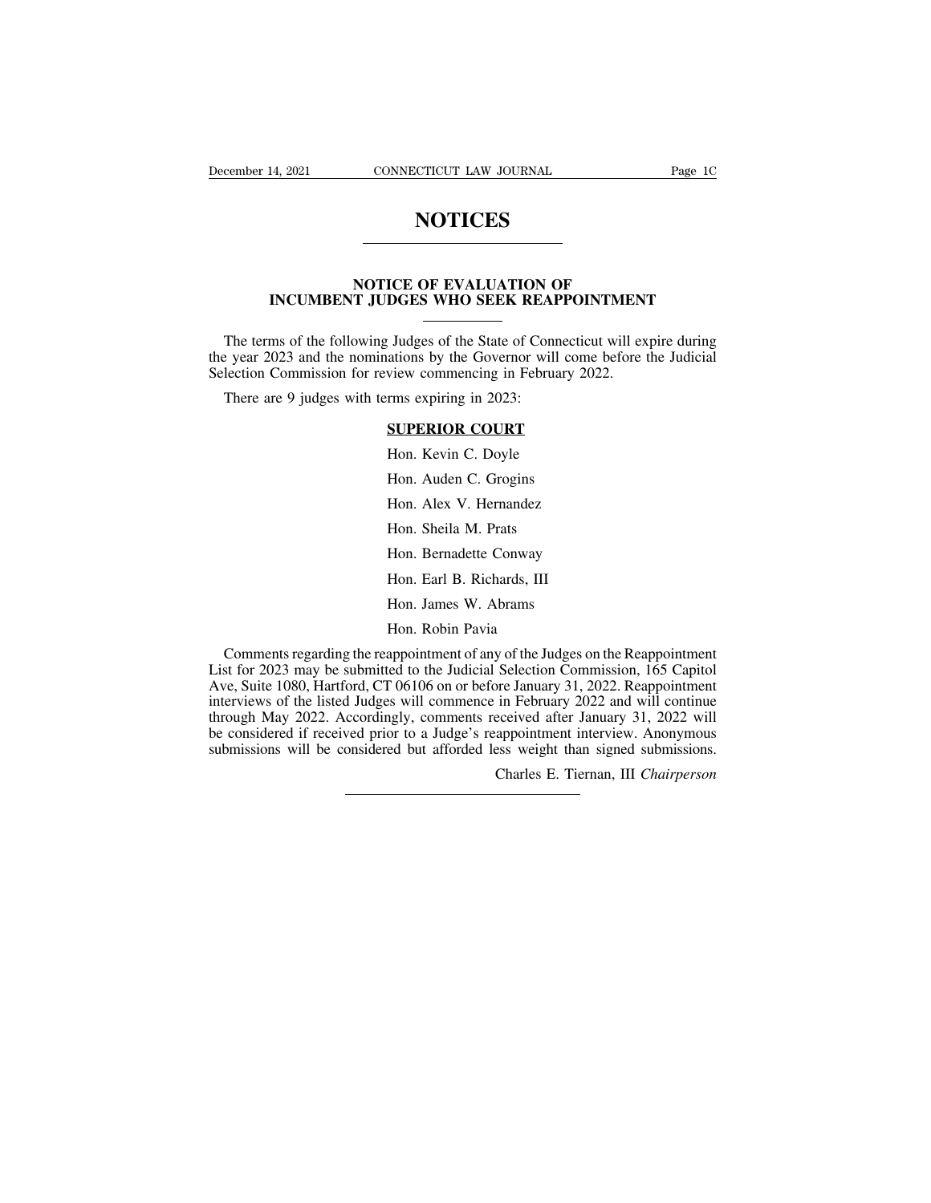# NOTICES

## NOTICE OF EVALUATION OF INCUMBENT JUDGES WHO SEEK REAPPOINTMENT

The terms of the following Judges of the State of Connecticut will expire during the year 2023 and the nominations by the Governor will come before the Judicial Selection Commission for review commencing in February 2022.

There are 9 judges with terms expiring in 2023:

**SUPERIOR COURT**

Hon. Kevin C. Doyle

Hon. Auden C. Grogins

Hon. Alex V. Hernandez

Hon. Sheila M. Prats

Hon. Bernadette Conway

Hon. Earl B. Richards, III

Hon. James W. Abrams

Hon. Robin Pavia

Comments regarding the reappointment of any of the Judges on the Reappointment List for 2023 may be submitted to the Judicial Selection Commission, 165 Capitol Ave, Suite 1080, Hartford, CT 06106 on or before January 31, 2022. Reappointment interviews of the listed Judges will commence in February 2022 and will continue through May 2022. Accordingly, comments received after January 31, 2022 will be considered if received prior to a Judge's reappointment interview. Anonymous submissions will be considered but afforded less weight than signed submissions.

Charles E. Tiernan, III *Chairperson*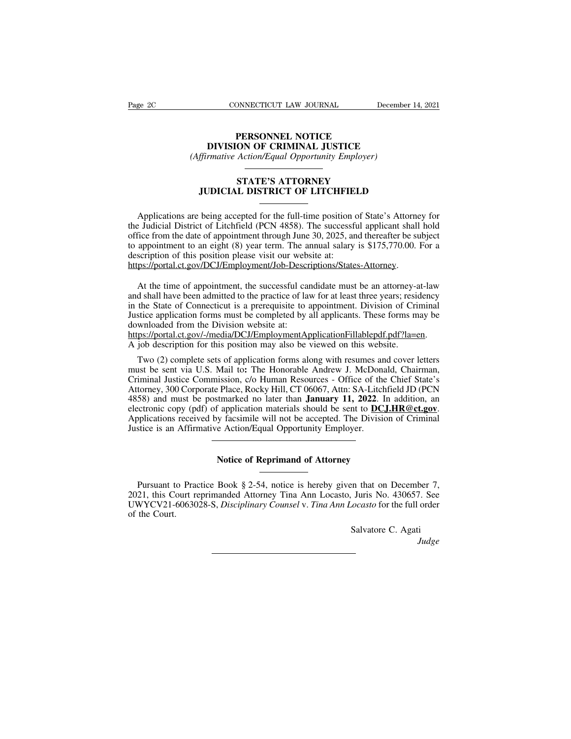# PERSONNEL NOTICE
## DIVISION OF CRIMINAL JUSTICE
*(Affirmative Action/Equal Opportunity Employer)*

---

## STATE'S ATTORNEY
## JUDICIAL DISTRICT OF LITCHFIELD

---

Applications are being accepted for the full-time position of State's Attorney for the Judicial District of Litchfield (PCN 4858). The successful applicant shall hold office from the date of appointment through June 30, 2025, and thereafter be subject to appointment to an eight (8) year term. The annual salary is $175,770.00. For a description of this position please visit our website at:
https://portal.ct.gov/DCJ/Employment/Job-Descriptions/States-Attorney.

At the time of appointment, the successful candidate must be an attorney-at-law and shall have been admitted to the practice of law for at least three years; residency in the State of Connecticut is a prerequisite to appointment. Division of Criminal Justice application forms must be completed by all applicants. These forms may be downloaded from the Division website at:
https://portal.ct.gov/-/media/DCJ/EmploymentApplicationFillablepdf.pdf?la=en.
A job description for this position may also be viewed on this website.

Two (2) complete sets of application forms along with resumes and cover letters must be sent via U.S. Mail to**:** The Honorable Andrew J. McDonald, Chairman, Criminal Justice Commission, c/o Human Resources - Office of the Chief State's Attorney, 300 Corporate Place, Rocky Hill, CT 06067, Attn: SA-Litchfield JD (PCN 4858) and must be postmarked no later than **January 11, 2022**. In addition, an electronic copy (pdf) of application materials should be sent to **DCJ.HR@ct.gov**. Applications received by facsimile will not be accepted. The Division of Criminal Justice is an Affirmative Action/Equal Opportunity Employer.

---

## Notice of Reprimand of Attorney

---

Pursuant to Practice Book § 2-54, notice is hereby given that on December 7, 2021, this Court reprimanded Attorney Tina Ann Locasto, Juris No. 430657. See UWYCV21-6063028-S, *Disciplinary Counsel* v. *Tina Ann Locasto* for the full order of the Court.

Salvatore C. Agati
*Judge*

---